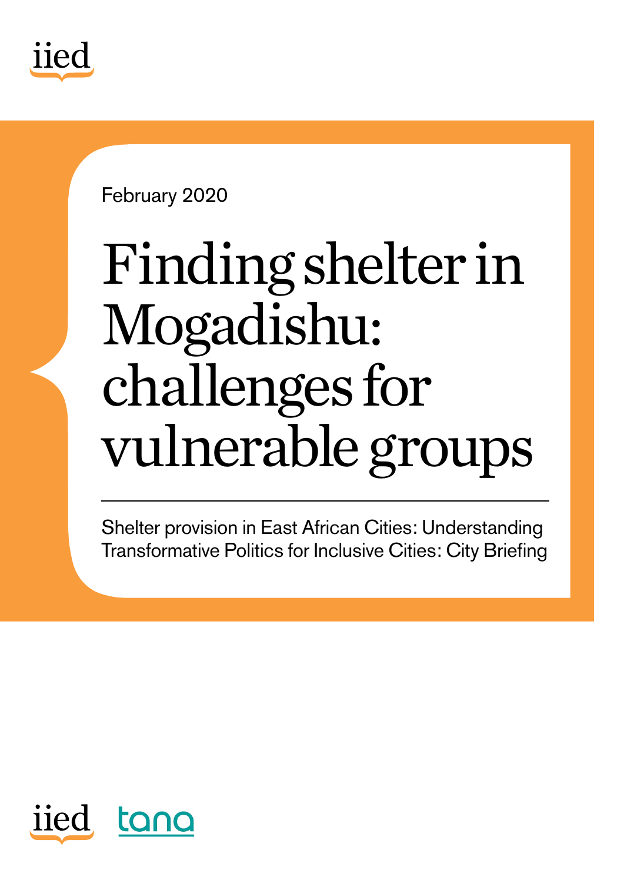iied

February 2020

# Finding shelter in Mogadishu: challenges for vulnerable groups

Shelter provision in East African Cities: Understanding Transformative Politics for Inclusive Cities: City Briefing

iied tana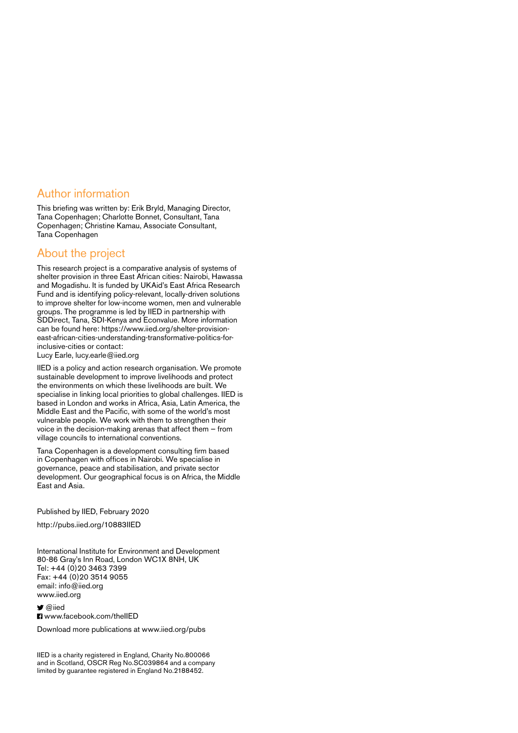## Author information

This briefing was written by: Erik Bryld, Managing Director, Tana Copenhagen; Charlotte Bonnet, Consultant, Tana Copenhagen; Christine Kamau, Associate Consultant, Tana Copenhagen

## About the project

This research project is a comparative analysis of systems of shelter provision in three East African cities: Nairobi, Hawassa and Mogadishu. It is funded by UKAid's East Africa Research Fund and is identifying policy-relevant, locally-driven solutions to improve shelter for low-income women, men and vulnerable groups. The programme is led by IIED in partnership with SDDirect, Tana, SDI-Kenya and Econvalue. More information can be found here: https://www.iied.org/shelter-provision-east-african-cities-understanding-transformative-politics-for-inclusive-cities or contact:
Lucy Earle, lucy.earle@iied.org

IIED is a policy and action research organisation. We promote sustainable development to improve livelihoods and protect the environments on which these livelihoods are built. We specialise in linking local priorities to global challenges. IIED is based in London and works in Africa, Asia, Latin America, the Middle East and the Pacific, with some of the world's most vulnerable people. We work with them to strengthen their voice in the decision-making arenas that affect them – from village councils to international conventions.

Tana Copenhagen is a development consulting firm based in Copenhagen with offices in Nairobi. We specialise in governance, peace and stabilisation, and private sector development. Our geographical focus is on Africa, the Middle East and Asia.

Published by IIED, February 2020

http://pubs.iied.org/10883IIED

International Institute for Environment and Development
80-86 Gray's Inn Road, London WC1X 8NH, UK
Tel: +44 (0)20 3463 7399
Fax: +44 (0)20 3514 9055
email: info@iied.org
www.iied.org

@iied
www.facebook.com/theIIED

Download more publications at www.iied.org/pubs

IIED is a charity registered in England, Charity No.800066 and in Scotland, OSCR Reg No.SC039864 and a company limited by guarantee registered in England No.2188452.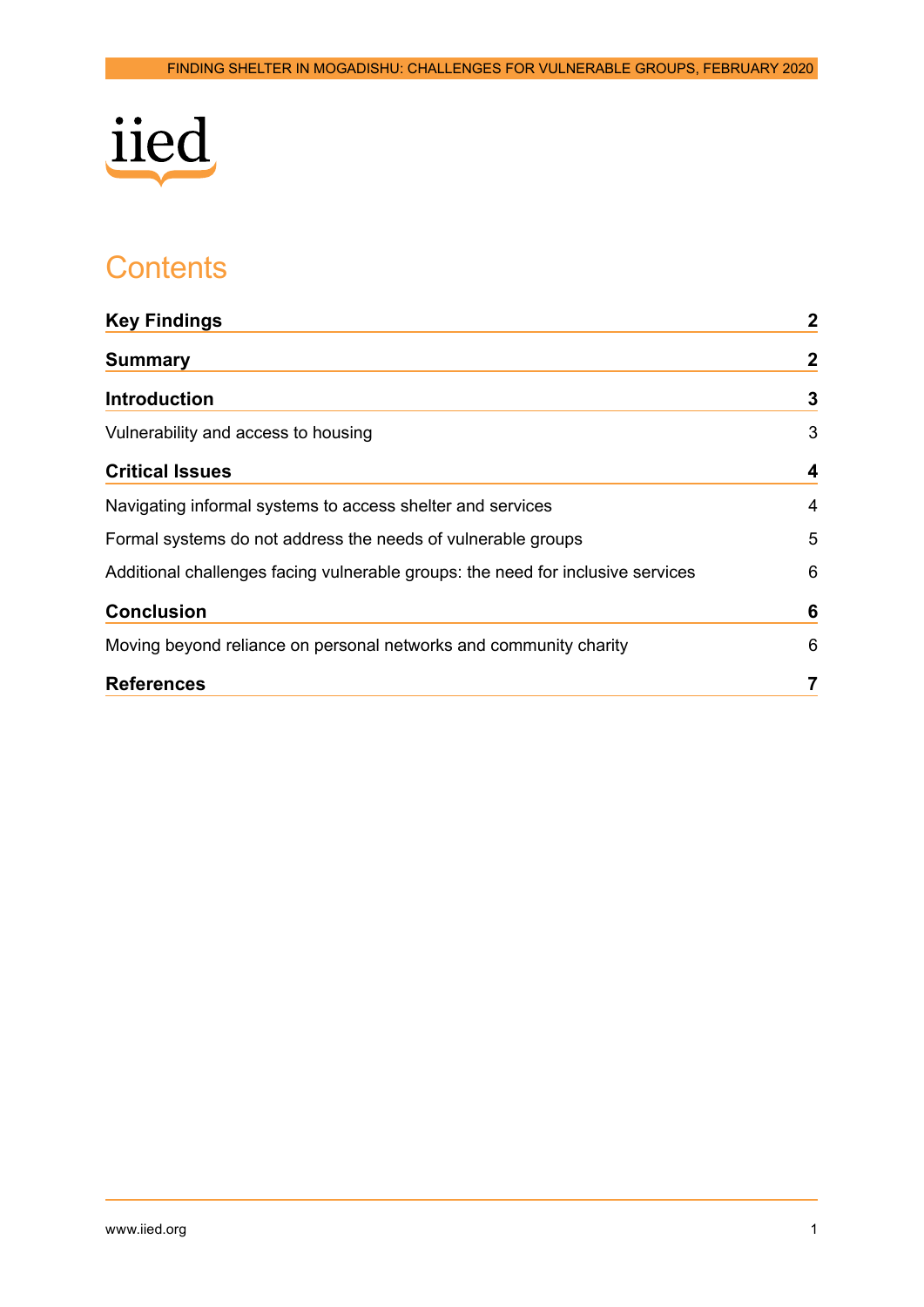# Contents

| | |
|---|---|
| **Key Findings** | **2** |
| **Summary** | **2** |
| **Introduction** | **3** |
| Vulnerability and access to housing | 3 |
| **Critical Issues** | **4** |
| Navigating informal systems to access shelter and services | 4 |
| Formal systems do not address the needs of vulnerable groups | 5 |
| Additional challenges facing vulnerable groups: the need for inclusive services | 6 |
| **Conclusion** | **6** |
| Moving beyond reliance on personal networks and community charity | 6 |
| **References** | **7** |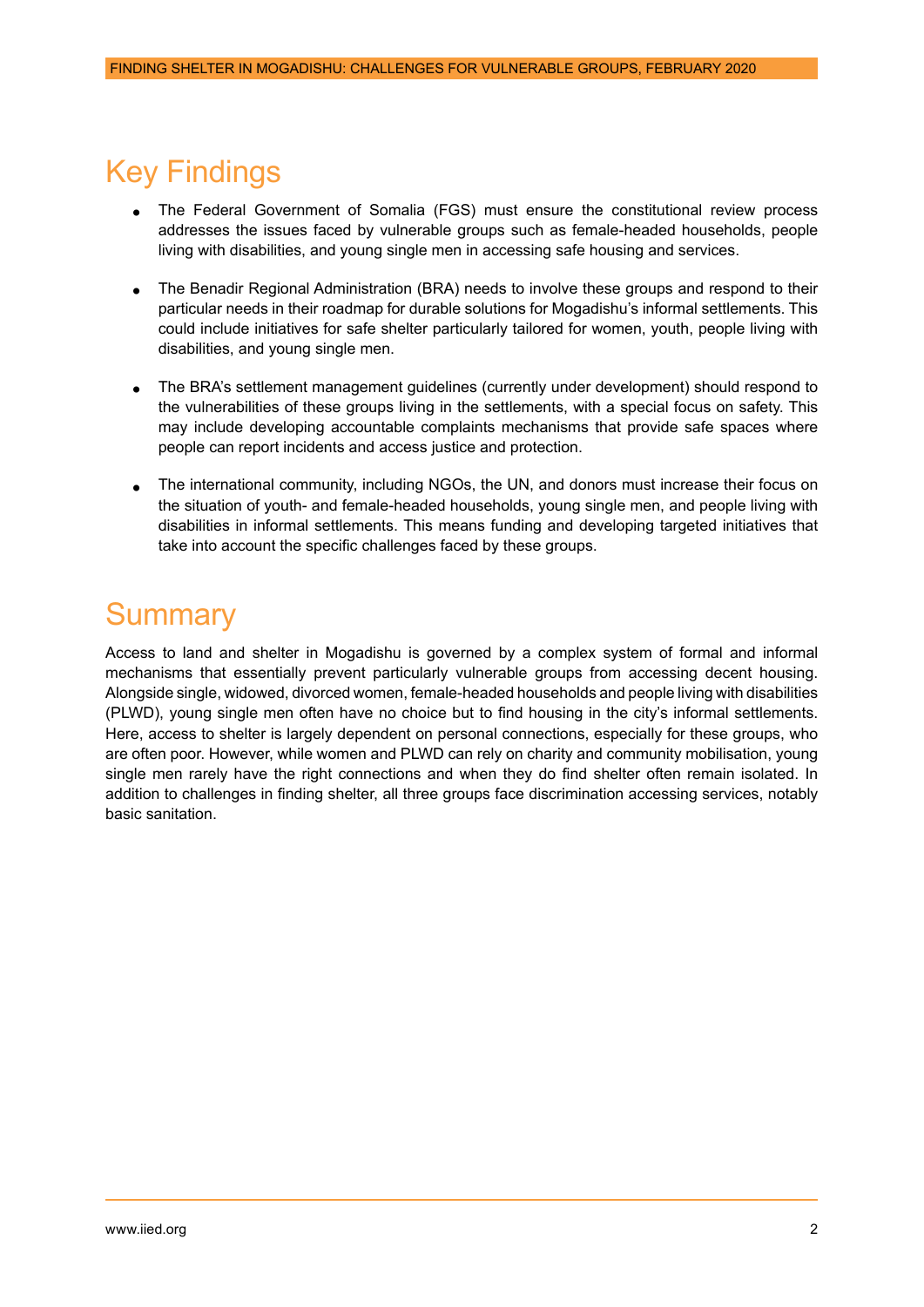## Key Findings

- The Federal Government of Somalia (FGS) must ensure the constitutional review process addresses the issues faced by vulnerable groups such as female-headed households, people living with disabilities, and young single men in accessing safe housing and services.

- The Benadir Regional Administration (BRA) needs to involve these groups and respond to their particular needs in their roadmap for durable solutions for Mogadishu's informal settlements. This could include initiatives for safe shelter particularly tailored for women, youth, people living with disabilities, and young single men.

- The BRA's settlement management guidelines (currently under development) should respond to the vulnerabilities of these groups living in the settlements, with a special focus on safety. This may include developing accountable complaints mechanisms that provide safe spaces where people can report incidents and access justice and protection.

- The international community, including NGOs, the UN, and donors must increase their focus on the situation of youth- and female-headed households, young single men, and people living with disabilities in informal settlements. This means funding and developing targeted initiatives that take into account the specific challenges faced by these groups.

## Summary

Access to land and shelter in Mogadishu is governed by a complex system of formal and informal mechanisms that essentially prevent particularly vulnerable groups from accessing decent housing. Alongside single, widowed, divorced women, female-headed households and people living with disabilities (PLWD), young single men often have no choice but to find housing in the city's informal settlements. Here, access to shelter is largely dependent on personal connections, especially for these groups, who are often poor. However, while women and PLWD can rely on charity and community mobilisation, young single men rarely have the right connections and when they do find shelter often remain isolated. In addition to challenges in finding shelter, all three groups face discrimination accessing services, notably basic sanitation.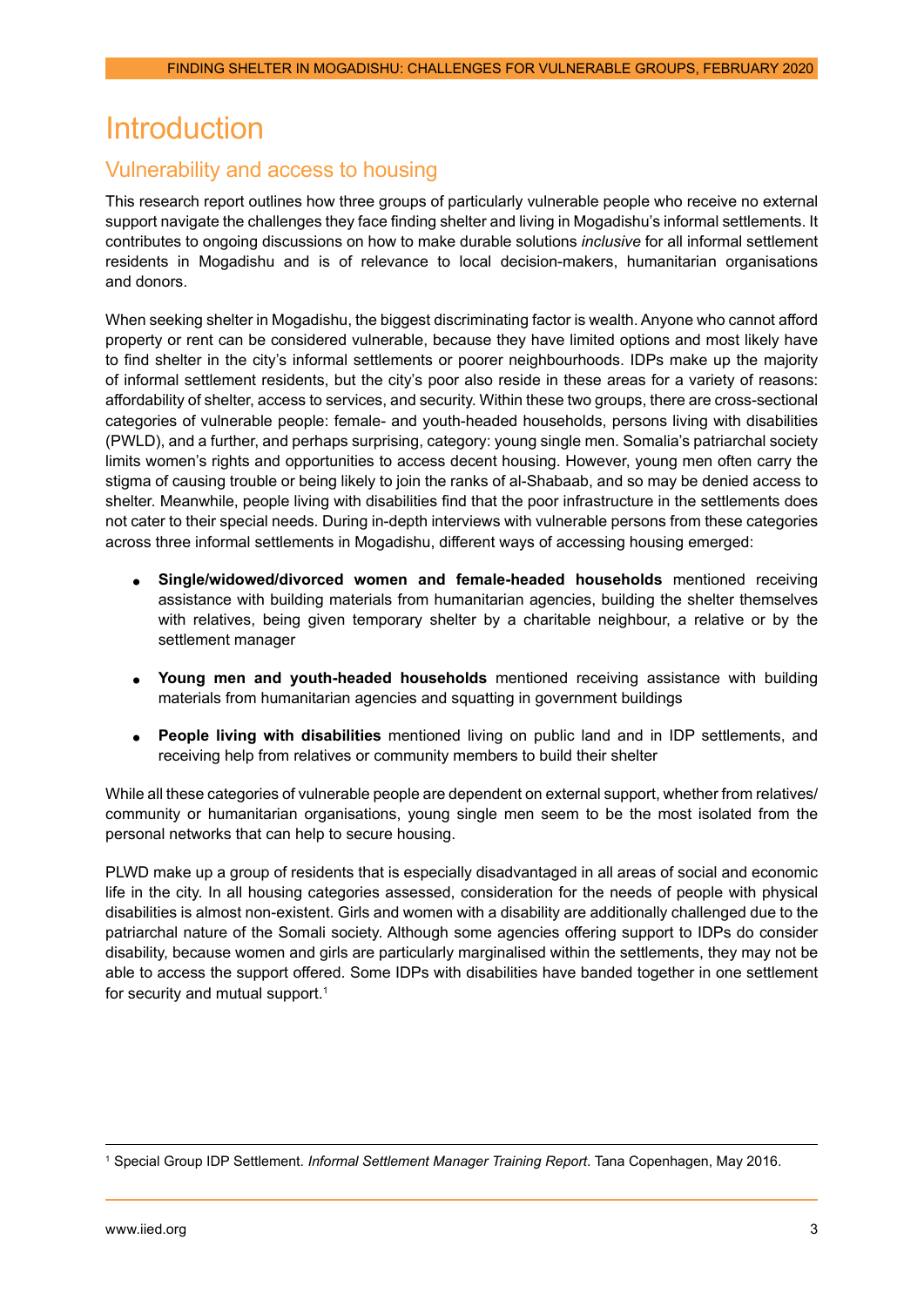# Introduction

## Vulnerability and access to housing

This research report outlines how three groups of particularly vulnerable people who receive no external support navigate the challenges they face finding shelter and living in Mogadishu's informal settlements. It contributes to ongoing discussions on how to make durable solutions *inclusive* for all informal settlement residents in Mogadishu and is of relevance to local decision-makers, humanitarian organisations and donors.

When seeking shelter in Mogadishu, the biggest discriminating factor is wealth. Anyone who cannot afford property or rent can be considered vulnerable, because they have limited options and most likely have to find shelter in the city's informal settlements or poorer neighbourhoods. IDPs make up the majority of informal settlement residents, but the city's poor also reside in these areas for a variety of reasons: affordability of shelter, access to services, and security. Within these two groups, there are cross-sectional categories of vulnerable people: female- and youth-headed households, persons living with disabilities (PWLD), and a further, and perhaps surprising, category: young single men. Somalia's patriarchal society limits women's rights and opportunities to access decent housing. However, young men often carry the stigma of causing trouble or being likely to join the ranks of al-Shabaab, and so may be denied access to shelter. Meanwhile, people living with disabilities find that the poor infrastructure in the settlements does not cater to their special needs. During in-depth interviews with vulnerable persons from these categories across three informal settlements in Mogadishu, different ways of accessing housing emerged:

- **Single/widowed/divorced women and female-headed households** mentioned receiving assistance with building materials from humanitarian agencies, building the shelter themselves with relatives, being given temporary shelter by a charitable neighbour, a relative or by the settlement manager
- **Young men and youth-headed households** mentioned receiving assistance with building materials from humanitarian agencies and squatting in government buildings
- **People living with disabilities** mentioned living on public land and in IDP settlements, and receiving help from relatives or community members to build their shelter

While all these categories of vulnerable people are dependent on external support, whether from relatives/community or humanitarian organisations, young single men seem to be the most isolated from the personal networks that can help to secure housing.

PLWD make up a group of residents that is especially disadvantaged in all areas of social and economic life in the city. In all housing categories assessed, consideration for the needs of people with physical disabilities is almost non-existent. Girls and women with a disability are additionally challenged due to the patriarchal nature of the Somali society. Although some agencies offering support to IDPs do consider disability, because women and girls are particularly marginalised within the settlements, they may not be able to access the support offered. Some IDPs with disabilities have banded together in one settlement for security and mutual support.[1]

---

[1] Special Group IDP Settlement. *Informal Settlement Manager Training Report*. Tana Copenhagen, May 2016.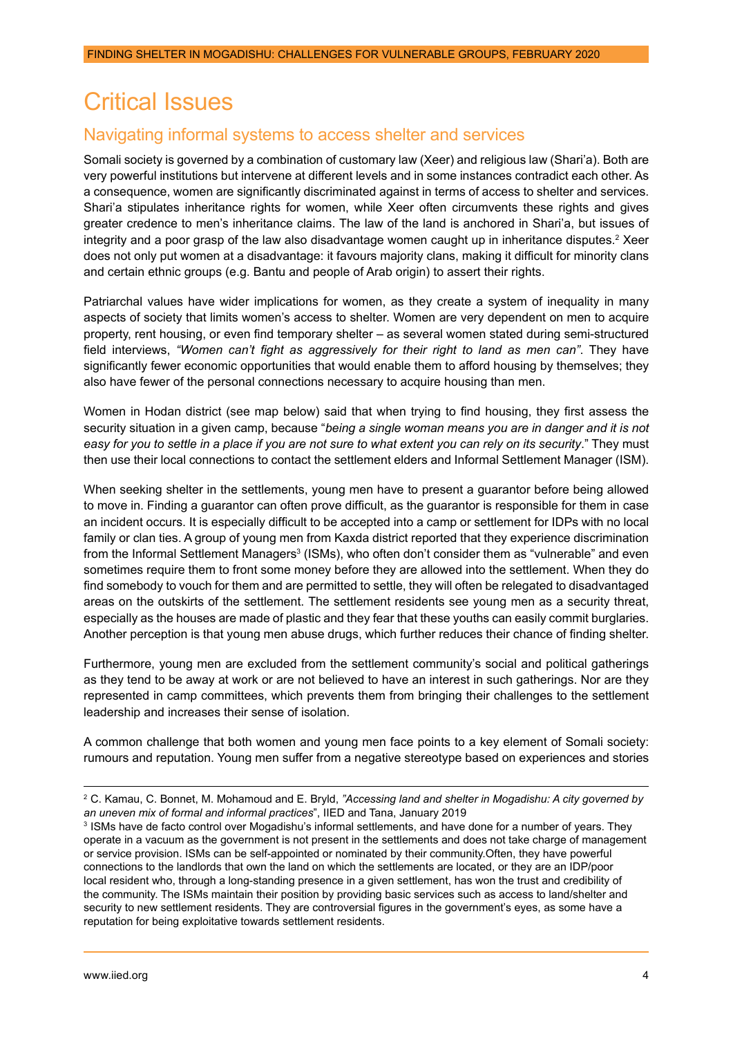# Critical Issues

## Navigating informal systems to access shelter and services

Somali society is governed by a combination of customary law (Xeer) and religious law (Shari'a). Both are very powerful institutions but intervene at different levels and in some instances contradict each other. As a consequence, women are significantly discriminated against in terms of access to shelter and services. Shari'a stipulates inheritance rights for women, while Xeer often circumvents these rights and gives greater credence to men's inheritance claims. The law of the land is anchored in Shari'a, but issues of integrity and a poor grasp of the law also disadvantage women caught up in inheritance disputes.[2] Xeer does not only put women at a disadvantage: it favours majority clans, making it difficult for minority clans and certain ethnic groups (e.g. Bantu and people of Arab origin) to assert their rights.

Patriarchal values have wider implications for women, as they create a system of inequality in many aspects of society that limits women's access to shelter. Women are very dependent on men to acquire property, rent housing, or even find temporary shelter – as several women stated during semi-structured field interviews, *"Women can't fight as aggressively for their right to land as men can"*. They have significantly fewer economic opportunities that would enable them to afford housing by themselves; they also have fewer of the personal connections necessary to acquire housing than men.

Women in Hodan district (see map below) said that when trying to find housing, they first assess the security situation in a given camp, because "*being a single woman means you are in danger and it is not easy for you to settle in a place if you are not sure to what extent you can rely on its security*." They must then use their local connections to contact the settlement elders and Informal Settlement Manager (ISM).

When seeking shelter in the settlements, young men have to present a guarantor before being allowed to move in. Finding a guarantor can often prove difficult, as the guarantor is responsible for them in case an incident occurs. It is especially difficult to be accepted into a camp or settlement for IDPs with no local family or clan ties. A group of young men from Kaxda district reported that they experience discrimination from the Informal Settlement Managers[3] (ISMs), who often don't consider them as "vulnerable" and even sometimes require them to front some money before they are allowed into the settlement. When they do find somebody to vouch for them and are permitted to settle, they will often be relegated to disadvantaged areas on the outskirts of the settlement. The settlement residents see young men as a security threat, especially as the houses are made of plastic and they fear that these youths can easily commit burglaries. Another perception is that young men abuse drugs, which further reduces their chance of finding shelter.

Furthermore, young men are excluded from the settlement community's social and political gatherings as they tend to be away at work or are not believed to have an interest in such gatherings. Nor are they represented in camp committees, which prevents them from bringing their challenges to the settlement leadership and increases their sense of isolation.

A common challenge that both women and young men face points to a key element of Somali society: rumours and reputation. Young men suffer from a negative stereotype based on experiences and stories

---

[2] C. Kamau, C. Bonnet, M. Mohamoud and E. Bryld, *"Accessing land and shelter in Mogadishu: A city governed by an uneven mix of formal and informal practices*", IIED and Tana, January 2019

[3] ISMs have de facto control over Mogadishu's informal settlements, and have done for a number of years. They operate in a vacuum as the government is not present in the settlements and does not take charge of management or service provision. ISMs can be self-appointed or nominated by their community.Often, they have powerful connections to the landlords that own the land on which the settlements are located, or they are an IDP/poor local resident who, through a long-standing presence in a given settlement, has won the trust and credibility of the community. The ISMs maintain their position by providing basic services such as access to land/shelter and security to new settlement residents. They are controversial figures in the government's eyes, as some have a reputation for being exploitative towards settlement residents.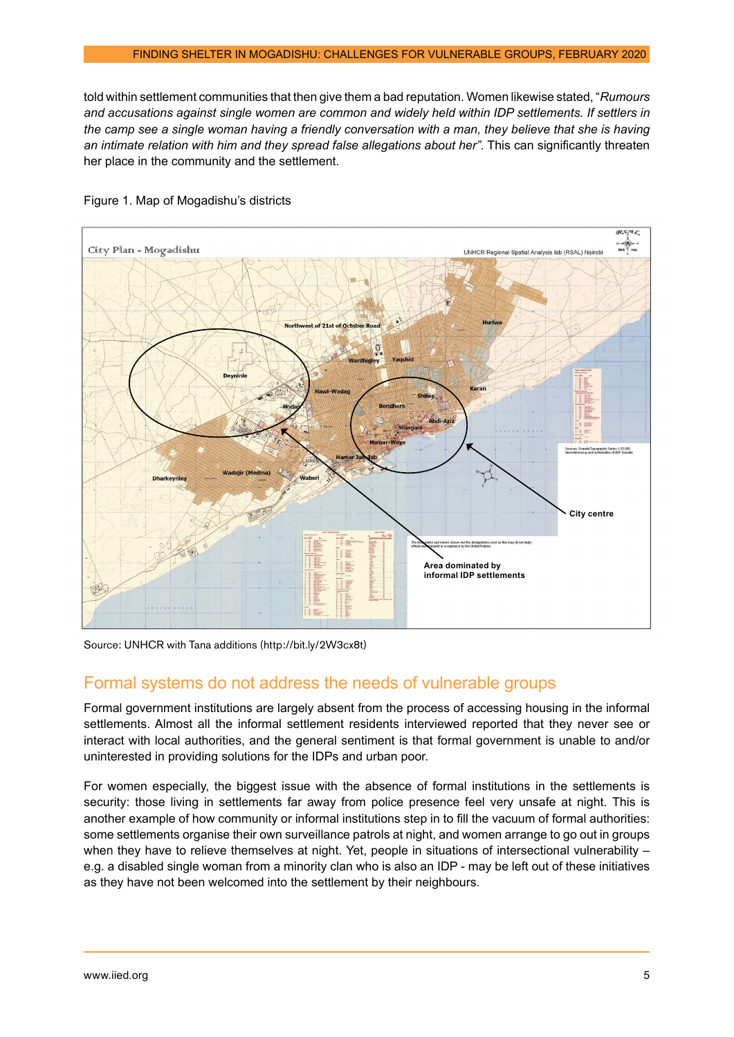told within settlement communities that then give them a bad reputation. Women likewise stated, "*Rumours and accusations against single women are common and widely held within IDP settlements. If settlers in the camp see a single woman having a friendly conversation with a man, they believe that she is having an intimate relation with him and they spread false allegations about her*". This can significantly threaten her place in the community and the settlement.

Figure 1. Map of Mogadishu's districts

Source: UNHCR with Tana additions (http://bit.ly/2W3cx8t)

## Formal systems do not address the needs of vulnerable groups

Formal government institutions are largely absent from the process of accessing housing in the informal settlements. Almost all the informal settlement residents interviewed reported that they never see or interact with local authorities, and the general sentiment is that formal government is unable to and/or uninterested in providing solutions for the IDPs and urban poor.

For women especially, the biggest issue with the absence of formal institutions in the settlements is security: those living in settlements far away from police presence feel very unsafe at night. This is another example of how community or informal institutions step in to fill the vacuum of formal authorities: some settlements organise their own surveillance patrols at night, and women arrange to go out in groups when they have to relieve themselves at night. Yet, people in situations of intersectional vulnerability – e.g. a disabled single woman from a minority clan who is also an IDP - may be left out of these initiatives as they have not been welcomed into the settlement by their neighbours.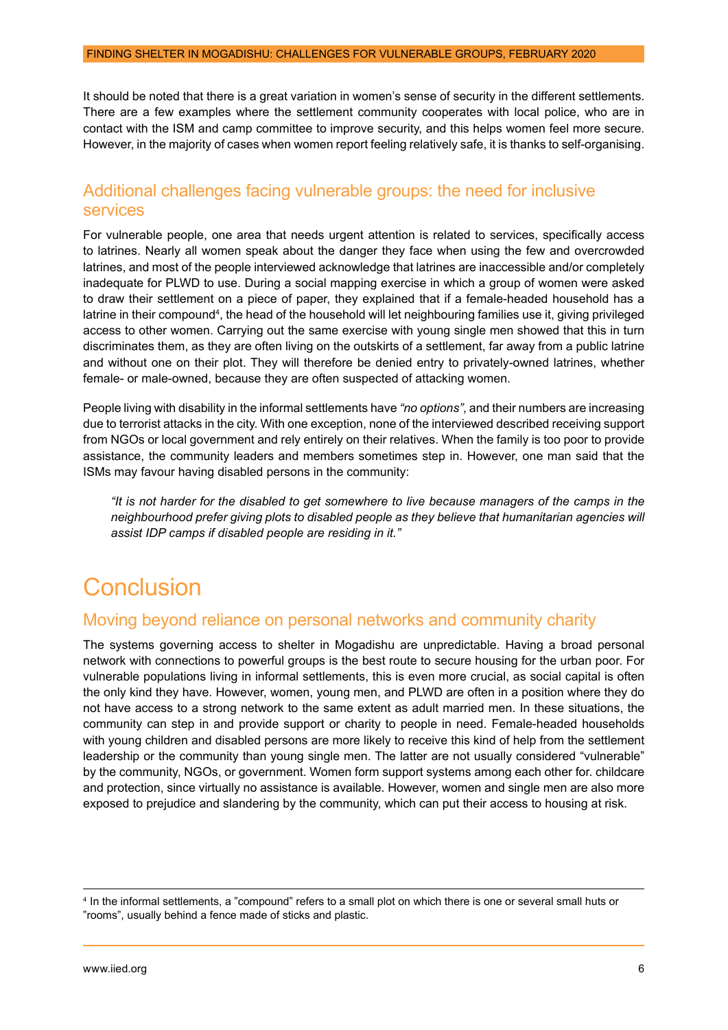It should be noted that there is a great variation in women's sense of security in the different settlements. There are a few examples where the settlement community cooperates with local police, who are in contact with the ISM and camp committee to improve security, and this helps women feel more secure. However, in the majority of cases when women report feeling relatively safe, it is thanks to self-organising.

## Additional challenges facing vulnerable groups: the need for inclusive services

For vulnerable people, one area that needs urgent attention is related to services, specifically access to latrines. Nearly all women speak about the danger they face when using the few and overcrowded latrines, and most of the people interviewed acknowledge that latrines are inaccessible and/or completely inadequate for PLWD to use. During a social mapping exercise in which a group of women were asked to draw their settlement on a piece of paper, they explained that if a female-headed household has a latrine in their compound[4], the head of the household will let neighbouring families use it, giving privileged access to other women. Carrying out the same exercise with young single men showed that this in turn discriminates them, as they are often living on the outskirts of a settlement, far away from a public latrine and without one on their plot. They will therefore be denied entry to privately-owned latrines, whether female- or male-owned, because they are often suspected of attacking women.

People living with disability in the informal settlements have *"no options"*, and their numbers are increasing due to terrorist attacks in the city. With one exception, none of the interviewed described receiving support from NGOs or local government and rely entirely on their relatives. When the family is too poor to provide assistance, the community leaders and members sometimes step in. However, one man said that the ISMs may favour having disabled persons in the community:

> *"It is not harder for the disabled to get somewhere to live because managers of the camps in the neighbourhood prefer giving plots to disabled people as they believe that humanitarian agencies will assist IDP camps if disabled people are residing in it."*

# Conclusion

## Moving beyond reliance on personal networks and community charity

The systems governing access to shelter in Mogadishu are unpredictable. Having a broad personal network with connections to powerful groups is the best route to secure housing for the urban poor. For vulnerable populations living in informal settlements, this is even more crucial, as social capital is often the only kind they have. However, women, young men, and PLWD are often in a position where they do not have access to a strong network to the same extent as adult married men. In these situations, the community can step in and provide support or charity to people in need. Female-headed households with young children and disabled persons are more likely to receive this kind of help from the settlement leadership or the community than young single men. The latter are not usually considered "vulnerable" by the community, NGOs, or government. Women form support systems among each other for. childcare and protection, since virtually no assistance is available. However, women and single men are also more exposed to prejudice and slandering by the community, which can put their access to housing at risk.

---

[4] In the informal settlements, a "compound" refers to a small plot on which there is one or several small huts or "rooms", usually behind a fence made of sticks and plastic.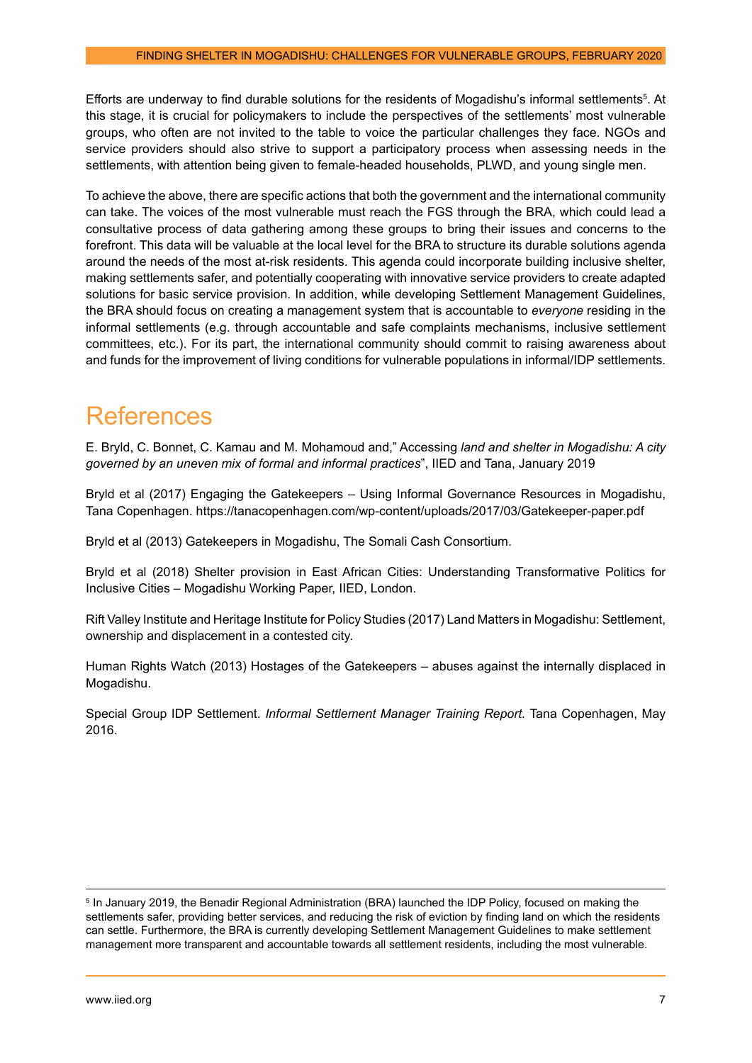Efforts are underway to find durable solutions for the residents of Mogadishu's informal settlements[5]. At this stage, it is crucial for policymakers to include the perspectives of the settlements' most vulnerable groups, who often are not invited to the table to voice the particular challenges they face. NGOs and service providers should also strive to support a participatory process when assessing needs in the settlements, with attention being given to female-headed households, PLWD, and young single men.

To achieve the above, there are specific actions that both the government and the international community can take. The voices of the most vulnerable must reach the FGS through the BRA, which could lead a consultative process of data gathering among these groups to bring their issues and concerns to the forefront. This data will be valuable at the local level for the BRA to structure its durable solutions agenda around the needs of the most at-risk residents. This agenda could incorporate building inclusive shelter, making settlements safer, and potentially cooperating with innovative service providers to create adapted solutions for basic service provision. In addition, while developing Settlement Management Guidelines, the BRA should focus on creating a management system that is accountable to *everyone* residing in the informal settlements (e.g. through accountable and safe complaints mechanisms, inclusive settlement committees, etc.). For its part, the international community should commit to raising awareness about and funds for the improvement of living conditions for vulnerable populations in informal/IDP settlements.

# References

E. Bryld, C. Bonnet, C. Kamau and M. Mohamoud and," Accessing *land and shelter in Mogadishu: A city governed by an uneven mix of formal and informal practices*", IIED and Tana, January 2019

Bryld et al (2017) Engaging the Gatekeepers – Using Informal Governance Resources in Mogadishu, Tana Copenhagen. https://tanacopenhagen.com/wp-content/uploads/2017/03/Gatekeeper-paper.pdf

Bryld et al (2013) Gatekeepers in Mogadishu, The Somali Cash Consortium.

Bryld et al (2018) Shelter provision in East African Cities: Understanding Transformative Politics for Inclusive Cities – Mogadishu Working Paper, IIED, London.

Rift Valley Institute and Heritage Institute for Policy Studies (2017) Land Matters in Mogadishu: Settlement, ownership and displacement in a contested city.

Human Rights Watch (2013) Hostages of the Gatekeepers – abuses against the internally displaced in Mogadishu.

Special Group IDP Settlement. *Informal Settlement Manager Training Report.* Tana Copenhagen, May 2016.

---

[5] In January 2019, the Benadir Regional Administration (BRA) launched the IDP Policy, focused on making the settlements safer, providing better services, and reducing the risk of eviction by finding land on which the residents can settle. Furthermore, the BRA is currently developing Settlement Management Guidelines to make settlement management more transparent and accountable towards all settlement residents, including the most vulnerable.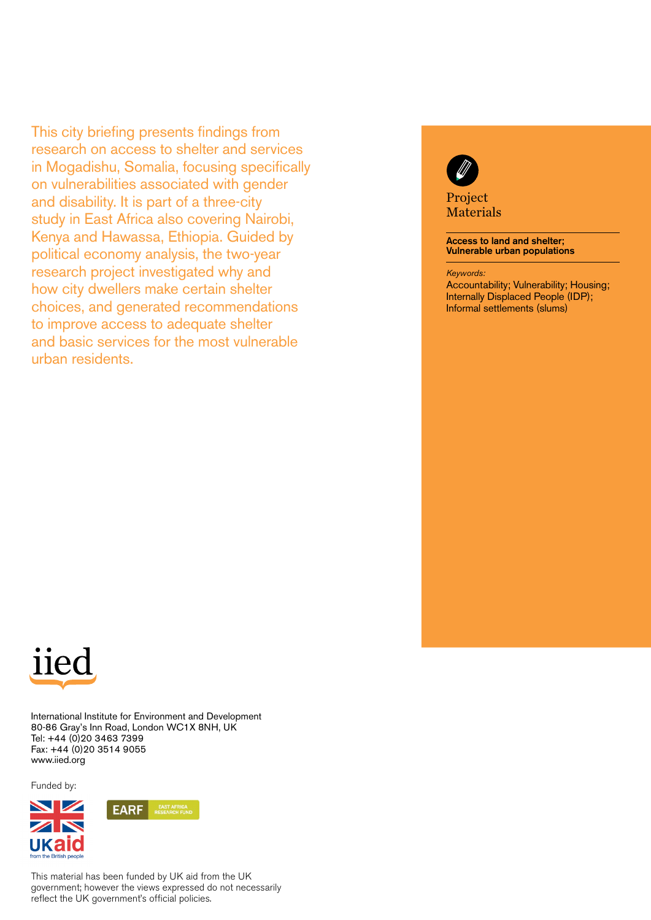This city briefing presents findings from research on access to shelter and services in Mogadishu, Somalia, focusing specifically on vulnerabilities associated with gender and disability. It is part of a three-city study in East Africa also covering Nairobi, Kenya and Hawassa, Ethiopia. Guided by political economy analysis, the two-year research project investigated why and how city dwellers make certain shelter choices, and generated recommendations to improve access to adequate shelter and basic services for the most vulnerable urban residents.

Project Materials

**Access to land and shelter; Vulnerable urban populations**

*Keywords:*
Accountability; Vulnerability; Housing; Internally Displaced People (IDP); Informal settlements (slums)

iied

International Institute for Environment and Development
80-86 Gray's Inn Road, London WC1X 8NH, UK
Tel: +44 (0)20 3463 7399
Fax: +44 (0)20 3514 9055
www.iied.org

Funded by:

UKaid from the British people

EARF East Africa Research Fund

This material has been funded by UK aid from the UK government; however the views expressed do not necessarily reflect the UK government's official policies.